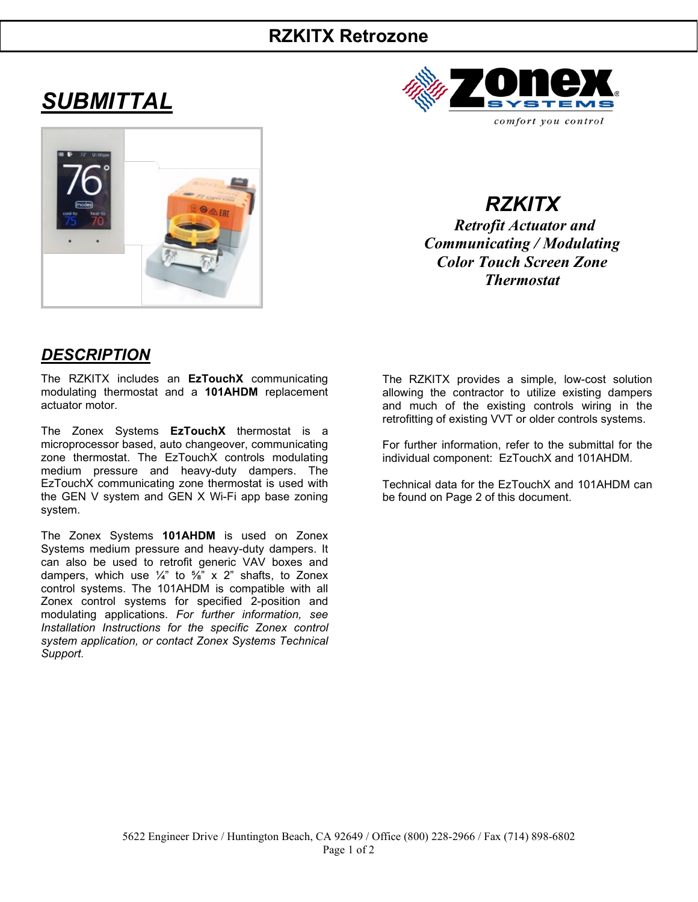# RZKITX Retrozone

## SUBMITTAL

**RZKITX**

***Retrofit Actuator and Communicating / Modulating Color Touch Screen Zone Thermostat***

## DESCRIPTION

The RZKITX includes an **EzTouchX** communicating modulating thermostat and a **101AHDM** replacement actuator motor.

The Zonex Systems **EzTouchX** thermostat is a microprocessor based, auto changeover, communicating zone thermostat. The EzTouchX controls modulating medium pressure and heavy-duty dampers. The EzTouchX communicating zone thermostat is used with the GEN V system and GEN X Wi-Fi app base zoning system.

The Zonex Systems **101AHDM** is used on Zonex Systems medium pressure and heavy-duty dampers. It can also be used to retrofit generic VAV boxes and dampers, which use ¼" to ⅝" x 2" shafts, to Zonex control systems. The 101AHDM is compatible with all Zonex control systems for specified 2-position and modulating applications. *For further information, see Installation Instructions for the specific Zonex control system application, or contact Zonex Systems Technical Support.*

The RZKITX provides a simple, low-cost solution allowing the contractor to utilize existing dampers and much of the existing controls wiring in the retrofitting of existing VVT or older controls systems.

For further information, refer to the submittal for the individual component: EzTouchX and 101AHDM.

Technical data for the EzTouchX and 101AHDM can be found on Page 2 of this document.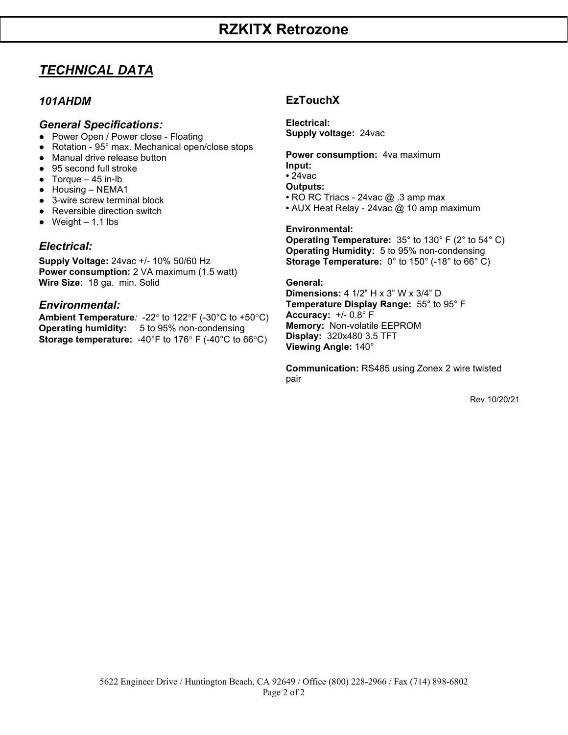# RZKITX Retrozone

## *TECHNICAL DATA*

### *101AHDM*

#### *General Specifications:*

- Power Open / Power close - Floating
- Rotation - 95° max. Mechanical open/close stops
- Manual drive release button
- 95 second full stroke
- Torque – 45 in-lb
- Housing – NEMA1
- 3-wire screw terminal block
- Reversible direction switch
- Weight – 1.1 lbs

#### *Electrical:*

**Supply Voltage:** 24vac +/- 10% 50/60 Hz
**Power consumption:** 2 VA maximum (1.5 watt)
**Wire Size:** 18 ga. min. Solid

#### *Environmental:*

**Ambient Temperature***:* -22° to 122°F (-30°C to +50°C)
**Operating humidity:** 5 to 95% non-condensing
**Storage temperature:** -40°F to 176° F (-40°C to 66°C)

### EzTouchX

**Electrical:**
**Supply voltage:** 24vac

**Power consumption:** 4va maximum
**Input:**
• 24vac
**Outputs:**
• RO RC Triacs - 24vac @ .3 amp max
• AUX Heat Relay - 24vac @ 10 amp maximum

**Environmental:**
**Operating Temperature:** 35° to 130° F (2° to 54° C)
**Operating Humidity:** 5 to 95% non-condensing
**Storage Temperature:** 0° to 150° (-18° to 66° C)

**General:**
**Dimensions:** 4 1/2" H x 3" W x 3/4" D
**Temperature Display Range:** 55° to 95° F
**Accuracy:** +/- 0.8° F
**Memory:** Non-volatile EEPROM
**Display:** 320x480 3.5 TFT
**Viewing Angle:** 140°

**Communication:** RS485 using Zonex 2 wire twisted pair

Rev 10/20/21

5622 Engineer Drive / Huntington Beach, CA 92649 / Office (800) 228-2966 / Fax (714) 898-6802